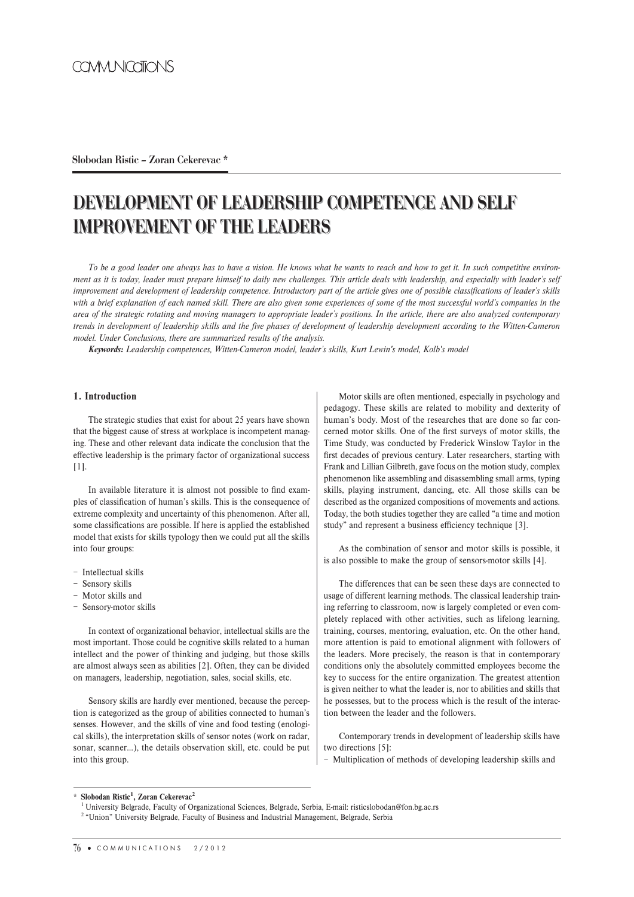Slobodan Ristic – Zoran Cekerevac *

# DEVELOPMENT OF LEADERSHIP COMPETENCE AND SELF IMPROVEMENT OF THE LEADERS

*To be a good leader one always has to have a vision. He knows what he wants to reach and how to get it. In such competitive environment as it is today, leader must prepare himself to daily new challenges. This article deals with leadership, and especially with leader's self improvement and development of leadership competence. Introductory part of the article gives one of possible classifications of leader's skills with a brief explanation of each named skill. There are also given some experiences of some of the most successful world's companies in the area of the strategic rotating and moving managers to appropriate leader's positions. In the article, there are also analyzed contemporary trends in development of leadership skills and the five phases of development of leadership development according to the Witten-Cameron model. Under Conclusions, there are summarized results of the analysis.*

***Keywords:*** *Leadership competences, Witten-Cameron model, leader's skills, Kurt Lewin's model, Kolb's model*

## 1. Introduction

The strategic studies that exist for about 25 years have shown that the biggest cause of stress at workplace is incompetent managing. These and other relevant data indicate the conclusion that the effective leadership is the primary factor of organizational success [1].

In available literature it is almost not possible to find examples of classification of human's skills. This is the consequence of extreme complexity and uncertainty of this phenomenon. After all, some classifications are possible. If here is applied the established model that exists for skills typology then we could put all the skills into four groups:

- Intellectual skills
- Sensory skills
- Motor skills and
- Sensory-motor skills

In context of organizational behavior, intellectual skills are the most important. Those could be cognitive skills related to a human intellect and the power of thinking and judging, but those skills are almost always seen as abilities [2]. Often, they can be divided on managers, leadership, negotiation, sales, social skills, etc.

Sensory skills are hardly ever mentioned, because the perception is categorized as the group of abilities connected to human's senses. However, and the skills of vine and food testing (enological skills), the interpretation skills of sensor notes (work on radar, sonar, scanner...), the details observation skill, etc. could be put into this group.

Motor skills are often mentioned, especially in psychology and pedagogy. These skills are related to mobility and dexterity of human's body. Most of the researches that are done so far concerned motor skills. One of the first surveys of motor skills, the Time Study, was conducted by Frederick Winslow Taylor in the first decades of previous century. Later researchers, starting with Frank and Lillian Gilbreth, gave focus on the motion study, complex phenomenon like assembling and disassembling small arms, typing skills, playing instrument, dancing, etc. All those skills can be described as the organized compositions of movements and actions. Today, the both studies together they are called "a time and motion study" and represent a business efficiency technique [3].

As the combination of sensor and motor skills is possible, it is also possible to make the group of sensors-motor skills [4].

The differences that can be seen these days are connected to usage of different learning methods. The classical leadership training referring to classroom, now is largely completed or even completely replaced with other activities, such as lifelong learning, training, courses, mentoring, evaluation, etc. On the other hand, more attention is paid to emotional alignment with followers of the leaders. More precisely, the reason is that in contemporary conditions only the absolutely committed employees become the key to success for the entire organization. The greatest attention is given neither to what the leader is, nor to abilities and skills that he possesses, but to the process which is the result of the interaction between the leader and the followers.

Contemporary trends in development of leadership skills have two directions [5]:

- Multiplication of methods of developing leadership skills and

---

\* **Slobodan Ristic[1], Zoran Cekerevac[2]**

[1] University Belgrade, Faculty of Organizational Sciences, Belgrade, Serbia, E-mail: risticslobodan@fon.bg.ac.rs

[2] "Union" University Belgrade, Faculty of Business and Industrial Management, Belgrade, Serbia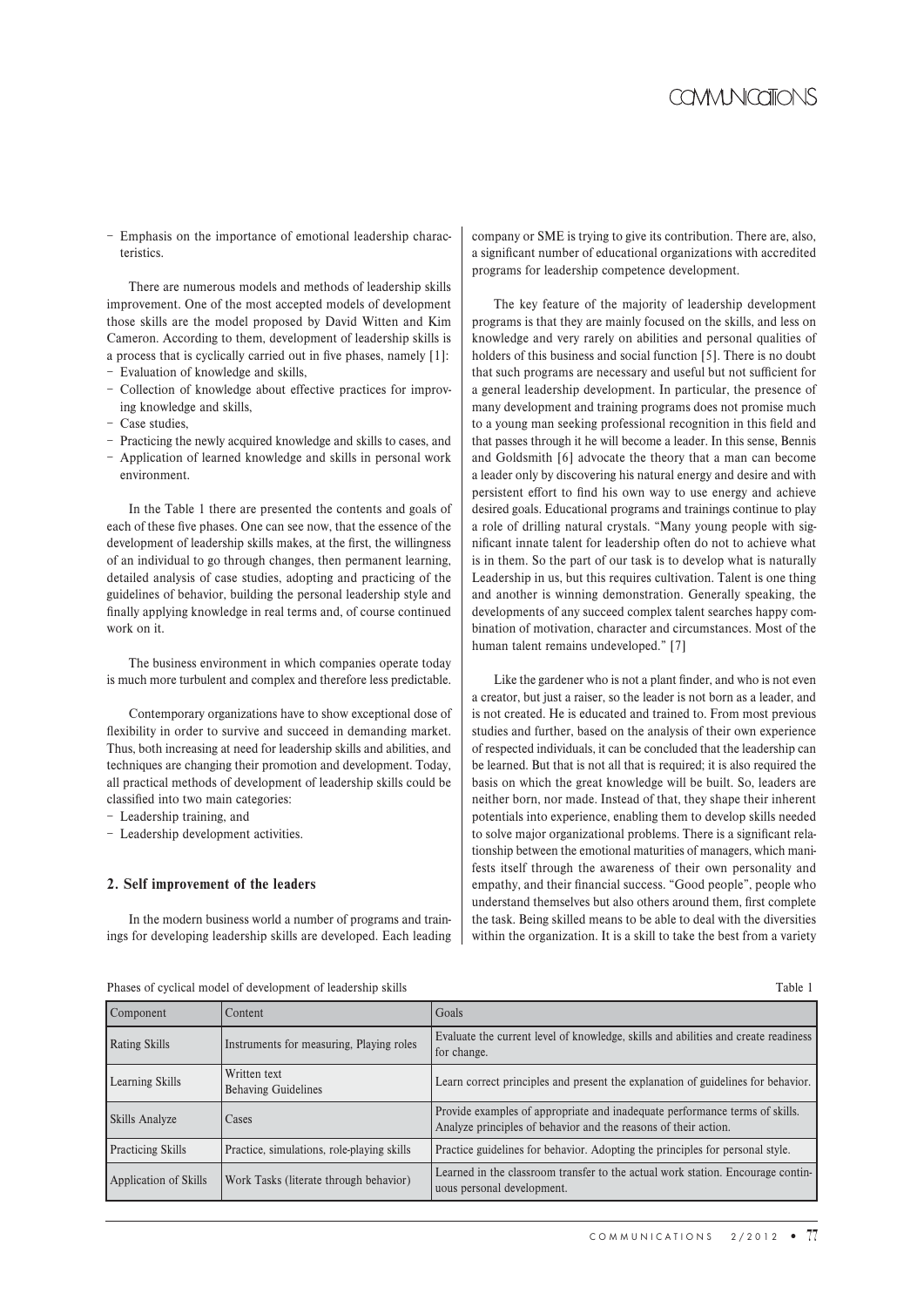- Emphasis on the importance of emotional leadership characteristics.

There are numerous models and methods of leadership skills improvement. One of the most accepted models of development those skills are the model proposed by David Witten and Kim Cameron. According to them, development of leadership skills is a process that is cyclically carried out in five phases, namely [1]:

- Evaluation of knowledge and skills,
- Collection of knowledge about effective practices for improving knowledge and skills,
- Case studies,
- Practicing the newly acquired knowledge and skills to cases, and
- Application of learned knowledge and skills in personal work environment.

In the Table 1 there are presented the contents and goals of each of these five phases. One can see now, that the essence of the development of leadership skills makes, at the first, the willingness of an individual to go through changes, then permanent learning, detailed analysis of case studies, adopting and practicing of the guidelines of behavior, building the personal leadership style and finally applying knowledge in real terms and, of course continued work on it.

The business environment in which companies operate today is much more turbulent and complex and therefore less predictable.

Contemporary organizations have to show exceptional dose of flexibility in order to survive and succeed in demanding market. Thus, both increasing at need for leadership skills and abilities, and techniques are changing their promotion and development. Today, all practical methods of development of leadership skills could be classified into two main categories:

- Leadership training, and
- Leadership development activities.

## 2. Self improvement of the leaders

In the modern business world a number of programs and trainings for developing leadership skills are developed. Each leading company or SME is trying to give its contribution. There are, also, a significant number of educational organizations with accredited programs for leadership competence development.

The key feature of the majority of leadership development programs is that they are mainly focused on the skills, and less on knowledge and very rarely on abilities and personal qualities of holders of this business and social function [5]. There is no doubt that such programs are necessary and useful but not sufficient for a general leadership development. In particular, the presence of many development and training programs does not promise much to a young man seeking professional recognition in this field and that passes through it he will become a leader. In this sense, Bennis and Goldsmith [6] advocate the theory that a man can become a leader only by discovering his natural energy and desire and with persistent effort to find his own way to use energy and achieve desired goals. Educational programs and trainings continue to play a role of drilling natural crystals. "Many young people with significant innate talent for leadership often do not to achieve what is in them. So the part of our task is to develop what is naturally Leadership in us, but this requires cultivation. Talent is one thing and another is winning demonstration. Generally speaking, the developments of any succeed complex talent searches happy combination of motivation, character and circumstances. Most of the human talent remains undeveloped." [7]

Like the gardener who is not a plant finder, and who is not even a creator, but just a raiser, so the leader is not born as a leader, and is not created. He is educated and trained to. From most previous studies and further, based on the analysis of their own experience of respected individuals, it can be concluded that the leadership can be learned. But that is not all that is required; it is also required the basis on which the great knowledge will be built. So, leaders are neither born, nor made. Instead of that, they shape their inherent potentials into experience, enabling them to develop skills needed to solve major organizational problems. There is a significant relationship between the emotional maturities of managers, which manifests itself through the awareness of their own personality and empathy, and their financial success. "Good people", people who understand themselves but also others around them, first complete the task. Being skilled means to be able to deal with the diversities within the organization. It is a skill to take the best from a variety

Phases of cyclical model of development of leadership skills — Table 1

| Component | Content | Goals |
|---|---|---|
| Rating Skills | Instruments for measuring, Playing roles | Evaluate the current level of knowledge, skills and abilities and create readiness for change. |
| Learning Skills | Written text<br>Behaving Guidelines | Learn correct principles and present the explanation of guidelines for behavior. |
| Skills Analyze | Cases | Provide examples of appropriate and inadequate performance terms of skills. Analyze principles of behavior and the reasons of their action. |
| Practicing Skills | Practice, simulations, role-playing skills | Practice guidelines for behavior. Adopting the principles for personal style. |
| Application of Skills | Work Tasks (literate through behavior) | Learned in the classroom transfer to the actual work station. Encourage continuous personal development. |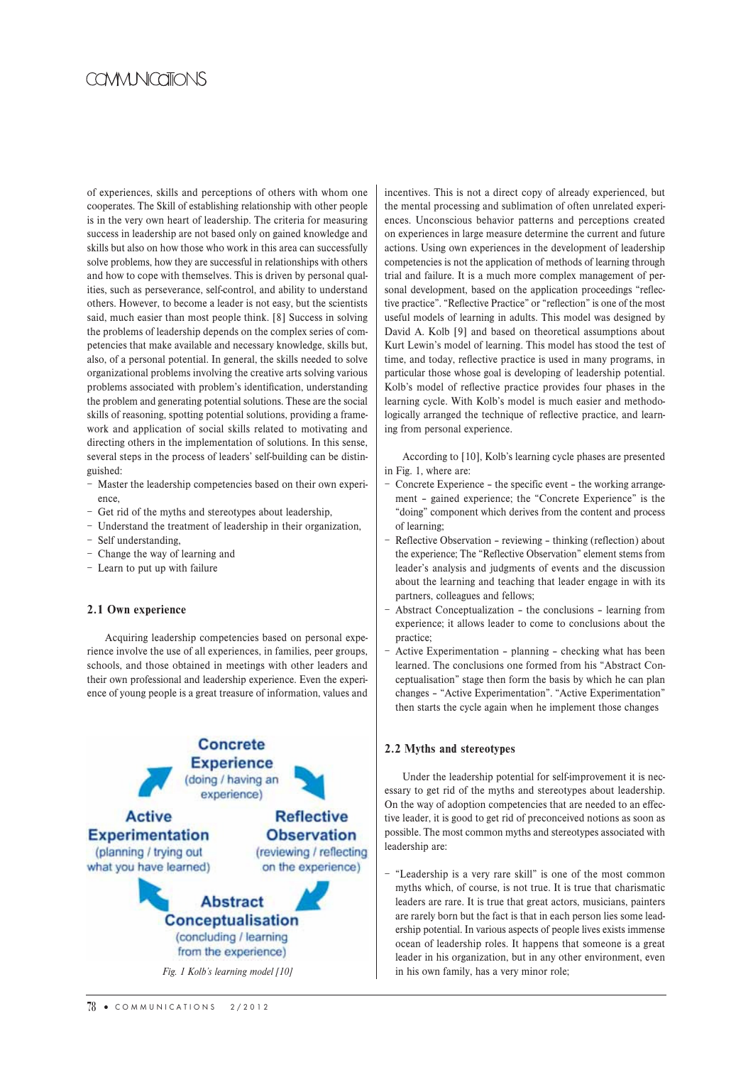of experiences, skills and perceptions of others with whom one cooperates. The Skill of establishing relationship with other people is in the very own heart of leadership. The criteria for measuring success in leadership are not based only on gained knowledge and skills but also on how those who work in this area can successfully solve problems, how they are successful in relationships with others and how to cope with themselves. This is driven by personal qualities, such as perseverance, self-control, and ability to understand others. However, to become a leader is not easy, but the scientists said, much easier than most people think. [8] Success in solving the problems of leadership depends on the complex series of competencies that make available and necessary knowledge, skills but, also, of a personal potential. In general, the skills needed to solve organizational problems involving the creative arts solving various problems associated with problem's identification, understanding the problem and generating potential solutions. These are the social skills of reasoning, spotting potential solutions, providing a framework and application of social skills related to motivating and directing others in the implementation of solutions. In this sense, several steps in the process of leaders' self-building can be distinguished:

- Master the leadership competencies based on their own experience,
- Get rid of the myths and stereotypes about leadership,
- Understand the treatment of leadership in their organization,
- Self understanding,
- Change the way of learning and
- Learn to put up with failure

### 2.1 Own experience

Acquiring leadership competencies based on personal experience involve the use of all experiences, in families, peer groups, schools, and those obtained in meetings with other leaders and their own professional and leadership experience. Even the experience of young people is a great treasure of information, values and incentives. This is not a direct copy of already experienced, but the mental processing and sublimation of often unrelated experiences. Unconscious behavior patterns and perceptions created on experiences in large measure determine the current and future actions. Using own experiences in the development of leadership competencies is not the application of methods of learning through trial and failure. It is a much more complex management of personal development, based on the application proceedings "reflective practice". "Reflective Practice" or "reflection" is one of the most useful models of learning in adults. This model was designed by David A. Kolb [9] and based on theoretical assumptions about Kurt Lewin's model of learning. This model has stood the test of time, and today, reflective practice is used in many programs, in particular those whose goal is developing of leadership potential. Kolb's model of reflective practice provides four phases in the learning cycle. With Kolb's model is much easier and methodologically arranged the technique of reflective practice, and learning from personal experience.

Concrete Experience (doing / having an experience) → Reflective Observation (reviewing / reflecting on the experience) → Abstract Conceptualisation (concluding / learning from the experience) → Active Experimentation (planning / trying out what you have learned) → Concrete Experience

*Fig. 1 Kolb's learning model [10]*

According to [10], Kolb's learning cycle phases are presented in Fig. 1, where are:

- Concrete Experience – the specific event – the working arrangement – gained experience; the "Concrete Experience" is the "doing" component which derives from the content and process of learning;
- Reflective Observation – reviewing – thinking (reflection) about the experience; The "Reflective Observation" element stems from leader's analysis and judgments of events and the discussion about the learning and teaching that leader engage in with its partners, colleagues and fellows;
- Abstract Conceptualization – the conclusions – learning from experience; it allows leader to come to conclusions about the practice;
- Active Experimentation – planning – checking what has been learned. The conclusions one formed from his "Abstract Conceptualisation" stage then form the basis by which he can plan changes – "Active Experimentation". "Active Experimentation" then starts the cycle again when he implement those changes

### 2.2 Myths and stereotypes

Under the leadership potential for self-improvement it is necessary to get rid of the myths and stereotypes about leadership. On the way of adoption competencies that are needed to an effective leader, it is good to get rid of preconceived notions as soon as possible. The most common myths and stereotypes associated with leadership are:

- "Leadership is a very rare skill" is one of the most common myths which, of course, is not true. It is true that charismatic leaders are rare. It is true that great actors, musicians, painters are rarely born but the fact is that in each person lies some leadership potential. In various aspects of people lives exists immense ocean of leadership roles. It happens that someone is a great leader in his organization, but in any other environment, even in his own family, has a very minor role;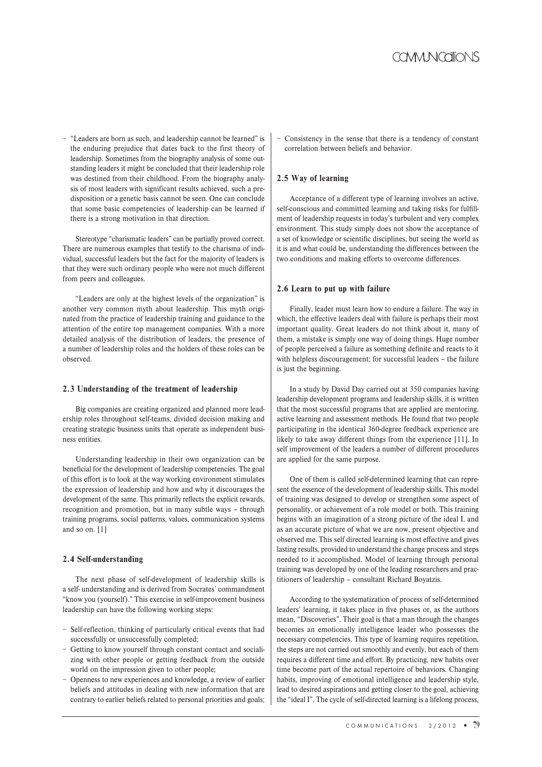– "Leaders are born as such, and leadership cannot be learned" is the enduring prejudice that dates back to the first theory of leadership. Sometimes from the biography analysis of some outstanding leaders it might be concluded that their leadership role was destined from their childhood. From the biography analysis of most leaders with significant results achieved, such a predisposition or a genetic basis cannot be seen. One can conclude that some basic competencies of leadership can be learned if there is a strong motivation in that direction.

Stereotype "charismatic leaders" can be partially proved correct. There are numerous examples that testify to the charisma of individual, successful leaders but the fact for the majority of leaders is that they were such ordinary people who were not much different from peers and colleagues.

"Leaders are only at the highest levels of the organization" is another very common myth about leadership. This myth originated from the practice of leadership training and guidance to the attention of the entire top management companies. With a more detailed analysis of the distribution of leaders, the presence of a number of leadership roles and the holders of these roles can be observed.

### 2.3 Understanding of the treatment of leadership

Big companies are creating organized and planned more leadership roles throughout self-teams, divided decision making and creating strategic business units that operate as independent business entities.

Understanding leadership in their own organization can be beneficial for the development of leadership competencies. The goal of this effort is to look at the way working environment stimulates the expression of leadership and how and why it discourages the development of the same. This primarily reflects the explicit rewards, recognition and promotion, but in many subtle ways – through training programs, social patterns, values, communication systems and so on. [1]

### 2.4 Self-understanding

The next phase of self-development of leadership skills is a self- understanding and is derived from Socrates' commandment "know you (yourself)." This exercise in self-improvement business leadership can have the following working steps:

- Self-reflection, thinking of particularly critical events that had successfully or unsuccessfully completed;
- Getting to know yourself through constant contact and socializing with other people or getting feedback from the outside world on the impression given to other people;
- Openness to new experiences and knowledge, a review of earlier beliefs and attitudes in dealing with new information that are contrary to earlier beliefs related to personal priorities and goals;
- Consistency in the sense that there is a tendency of constant correlation between beliefs and behavior.

### 2.5 Way of learning

Acceptance of a different type of learning involves an active, self-conscious and committed learning and taking risks for fulfillment of leadership requests in today's turbulent and very complex environment. This study simply does not show the acceptance of a set of knowledge or scientific disciplines, but seeing the world as it is and what could be, understanding the differences between the two conditions and making efforts to overcome differences.

### 2.6 Learn to put up with failure

Finally, leader must learn how to endure a failure. The way in which, the effective leaders deal with failure is perhaps their most important quality. Great leaders do not think about it, many of them, a mistake is simply one way of doing things. Huge number of people perceived a failure as something definite and reacts to it with helpless discouragement; for successful leaders – the failure is just the beginning.

In a study by David Day carried out at 350 companies having leadership development programs and leadership skills, it is written that the most successful programs that are applied are mentoring, active learning and assessment methods. He found that two people participating in the identical 360-degree feedback experience are likely to take away different things from the experience [11]. In self improvement of the leaders a number of different procedures are applied for the same purpose.

One of them is called self-determined learning that can represent the essence of the development of leadership skills. This model of training was designed to develop or strengthen some aspect of personality, or achievement of a role model or both. This training begins with an imagination of a strong picture of the ideal I, and as an accurate picture of what we are now, present objective and observed me. This self directed learning is most effective and gives lasting results, provided to understand the change process and steps needed to it accomplished. Model of learning through personal training was developed by one of the leading researchers and practitioners of leadership – consultant Richard Boyatzis.

According to the systematization of process of self-determined leaders' learning, it takes place in five phases or, as the authors mean, "Discoveries". Their goal is that a man through the changes becomes an emotionally intelligence leader who possesses the necessary competencies. This type of learning requires repetition, the steps are not carried out smoothly and evenly, but each of them requires a different time and effort. By practicing, new habits over time become part of the actual repertoire of behaviors. Changing habits, improving of emotional intelligence and leadership style, lead to desired aspirations and getting closer to the goal, achieving the "ideal I". The cycle of self-directed learning is a lifelong process,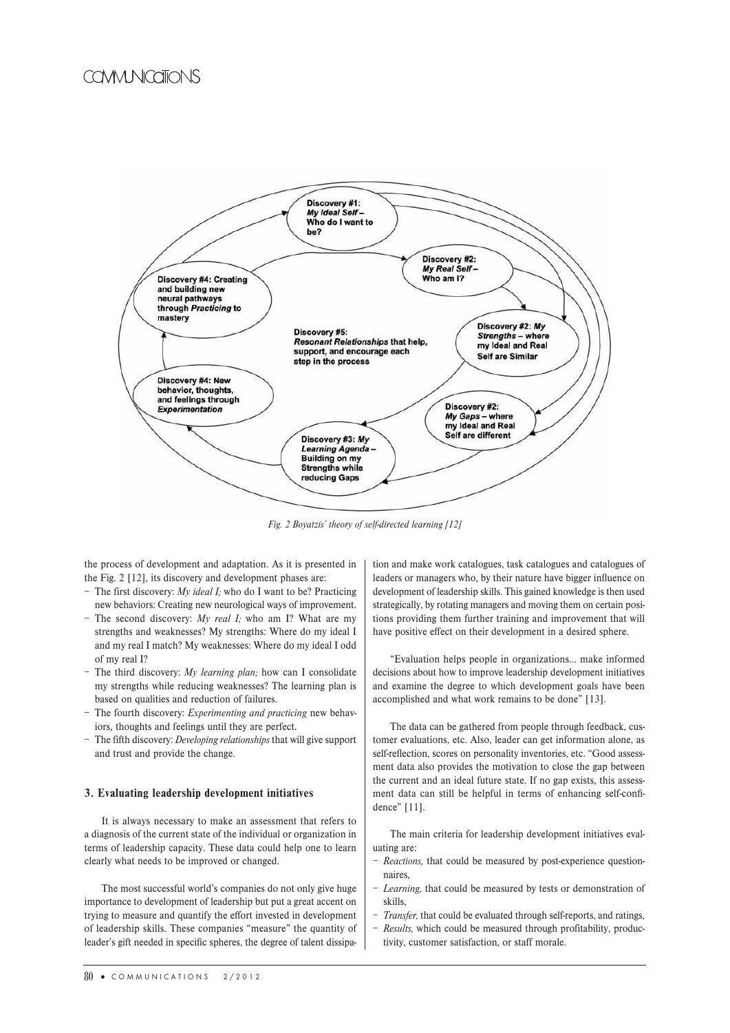Fig. 2 Boyatzis' theory of self-directed learning [12]

the process of development and adaptation. As it is presented in the Fig. 2 [12], its discovery and development phases are:

- The first discovery: *My ideal I;* who do I want to be? Practicing new behaviors: Creating new neurological ways of improvement.
- The second discovery: *My real I;* who am I? What are my strengths and weaknesses? My strengths: Where do my ideal I and my real I match? My weaknesses: Where do my ideal I odd of my real I?
- The third discovery: *My learning plan;* how can I consolidate my strengths while reducing weaknesses? The learning plan is based on qualities and reduction of failures.
- The fourth discovery: *Experimenting and practicing* new behaviors, thoughts and feelings until they are perfect.
- The fifth discovery: *Developing relationships* that will give support and trust and provide the change.

## 3. Evaluating leadership development initiatives

It is always necessary to make an assessment that refers to a diagnosis of the current state of the individual or organization in terms of leadership capacity. These data could help one to learn clearly what needs to be improved or changed.

The most successful world's companies do not only give huge importance to development of leadership but put a great accent on trying to measure and quantify the effort invested in development of leadership skills. These companies "measure" the quantity of leader's gift needed in specific spheres, the degree of talent dissipation and make work catalogues, task catalogues and catalogues of leaders or managers who, by their nature have bigger influence on development of leadership skills. This gained knowledge is then used strategically, by rotating managers and moving them on certain positions providing them further training and improvement that will have positive effect on their development in a desired sphere.

"Evaluation helps people in organizations... make informed decisions about how to improve leadership development initiatives and examine the degree to which development goals have been accomplished and what work remains to be done" [13].

The data can be gathered from people through feedback, customer evaluations, etc. Also, leader can get information alone, as self-reflection, scores on personality inventories, etc. "Good assessment data also provides the motivation to close the gap between the current and an ideal future state. If no gap exists, this assessment data can still be helpful in terms of enhancing self-confidence" [11].

The main criteria for leadership development initiatives evaluating are:

- *Reactions,* that could be measured by post-experience questionnaires,
- *Learning,* that could be measured by tests or demonstration of skills,
- *Transfer,* that could be evaluated through self-reports, and ratings,
- *Results,* which could be measured through profitability, productivity, customer satisfaction, or staff morale.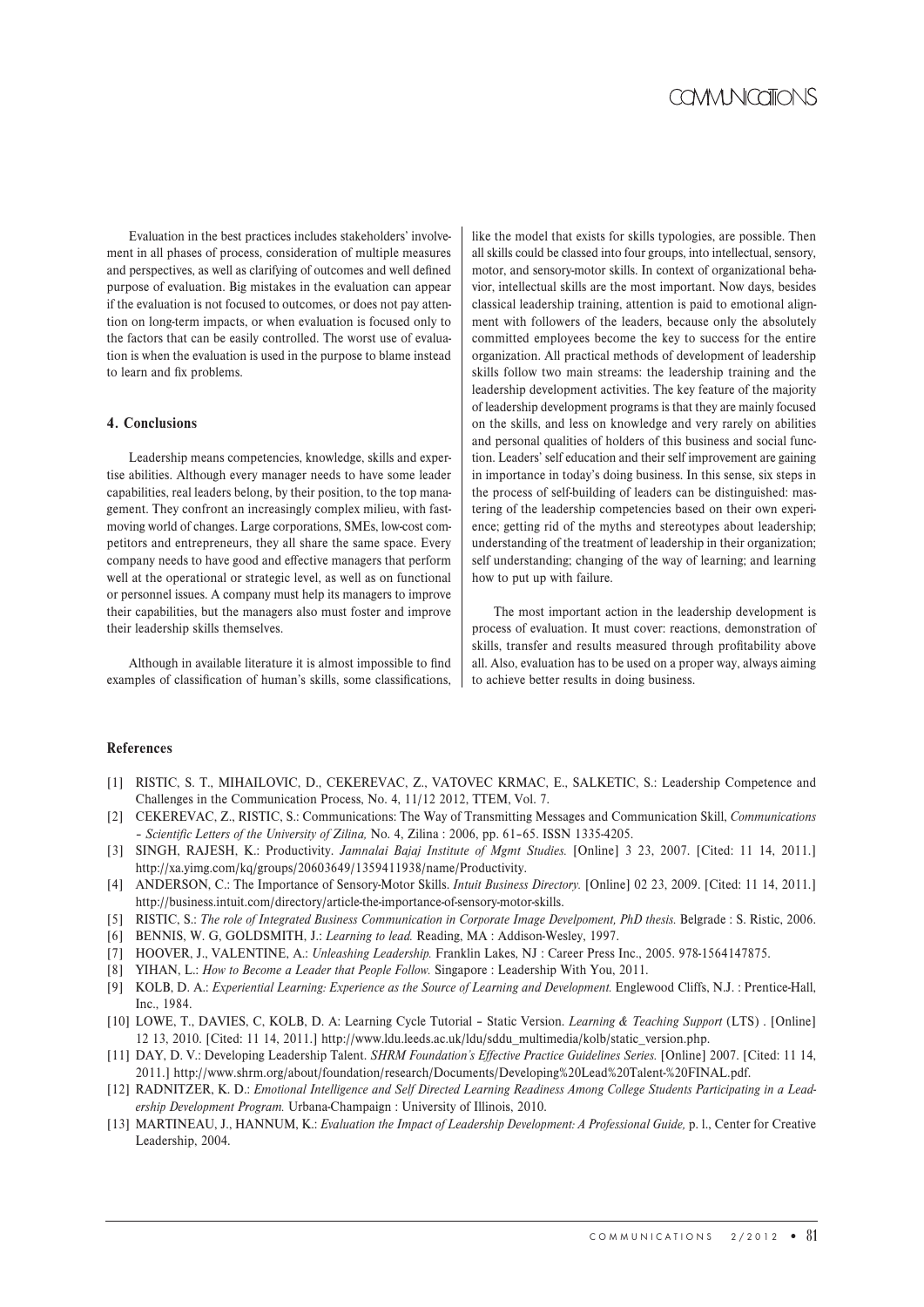Evaluation in the best practices includes stakeholders' involvement in all phases of process, consideration of multiple measures and perspectives, as well as clarifying of outcomes and well defined purpose of evaluation. Big mistakes in the evaluation can appear if the evaluation is not focused to outcomes, or does not pay attention on long-term impacts, or when evaluation is focused only to the factors that can be easily controlled. The worst use of evaluation is when the evaluation is used in the purpose to blame instead to learn and fix problems.

## 4. Conclusions

Leadership means competencies, knowledge, skills and expertise abilities. Although every manager needs to have some leader capabilities, real leaders belong, by their position, to the top management. They confront an increasingly complex milieu, with fast-moving world of changes. Large corporations, SMEs, low-cost competitors and entrepreneurs, they all share the same space. Every company needs to have good and effective managers that perform well at the operational or strategic level, as well as on functional or personnel issues. A company must help its managers to improve their capabilities, but the managers also must foster and improve their leadership skills themselves.

Although in available literature it is almost impossible to find examples of classification of human's skills, some classifications, like the model that exists for skills typologies, are possible. Then all skills could be classed into four groups, into intellectual, sensory, motor, and sensory-motor skills. In context of organizational behavior, intellectual skills are the most important. Now days, besides classical leadership training, attention is paid to emotional alignment with followers of the leaders, because only the absolutely committed employees become the key to success for the entire organization. All practical methods of development of leadership skills follow two main streams: the leadership training and the leadership development activities. The key feature of the majority of leadership development programs is that they are mainly focused on the skills, and less on knowledge and very rarely on abilities and personal qualities of holders of this business and social function. Leaders' self education and their self improvement are gaining in importance in today's doing business. In this sense, six steps in the process of self-building of leaders can be distinguished: mastering of the leadership competencies based on their own experience; getting rid of the myths and stereotypes about leadership; understanding of the treatment of leadership in their organization; self understanding; changing of the way of learning; and learning how to put up with failure.

The most important action in the leadership development is process of evaluation. It must cover: reactions, demonstration of skills, transfer and results measured through profitability above all. Also, evaluation has to be used on a proper way, always aiming to achieve better results in doing business.

## References

[1] RISTIC, S. T., MIHAILOVIC, D., CEKEREVAC, Z., VATOVEC KRMAC, E., SALKETIC, S.: Leadership Competence and Challenges in the Communication Process, No. 4, 11/12 2012, TTEM, Vol. 7.

[2] CEKEREVAC, Z., RISTIC, S.: Communications: The Way of Transmitting Messages and Communication Skill, *Communications – Scientific Letters of the University of Zilina,* No. 4, Zilina : 2006, pp. 61–65. ISSN 1335-4205.

[3] SINGH, RAJESH, K.: Productivity. *Jamnalai Bajaj Institute of Mgmt Studies.* [Online] 3 23, 2007. [Cited: 11 14, 2011.] http://xa.yimg.com/kq/groups/20603649/1359411938/name/Productivity.

[4] ANDERSON, C.: The Importance of Sensory-Motor Skills. *Intuit Business Directory.* [Online] 02 23, 2009. [Cited: 11 14, 2011.] http://business.intuit.com/directory/article-the-importance-of-sensory-motor-skills.

[5] RISTIC, S.: *The role of Integrated Business Communication in Corporate Image Develpoment, PhD thesis.* Belgrade : S. Ristic, 2006.

[6] BENNIS, W. G, GOLDSMITH, J.: *Learning to lead.* Reading, MA : Addison-Wesley, 1997.

[7] HOOVER, J., VALENTINE, A.: *Unleashing Leadership.* Franklin Lakes, NJ : Career Press Inc., 2005. 978-1564147875.

[8] YIHAN, L.: *How to Become a Leader that People Follow.* Singapore : Leadership With You, 2011.

[9] KOLB, D. A.: *Experiential Learning: Experience as the Source of Learning and Development.* Englewood Cliffs, N.J. : Prentice-Hall, Inc., 1984.

[10] LOWE, T., DAVIES, C, KOLB, D. A: Learning Cycle Tutorial – Static Version. *Learning & Teaching Support* (LTS) . [Online] 12 13, 2010. [Cited: 11 14, 2011.] http://www.ldu.leeds.ac.uk/ldu/sddu_multimedia/kolb/static_version.php.

[11] DAY, D. V.: Developing Leadership Talent. *SHRM Foundation's Effective Practice Guidelines Series.* [Online] 2007. [Cited: 11 14, 2011.] http://www.shrm.org/about/foundation/research/Documents/Developing%20Lead%20Talent-%20FINAL.pdf.

[12] RADNITZER, K. D.: *Emotional Intelligence and Self Directed Learning Readiness Among College Students Participating in a Leadership Development Program.* Urbana-Champaign : University of Illinois, 2010.

[13] MARTINEAU, J., HANNUM, K.: *Evaluation the Impact of Leadership Development: A Professional Guide,* p. l., Center for Creative Leadership, 2004.